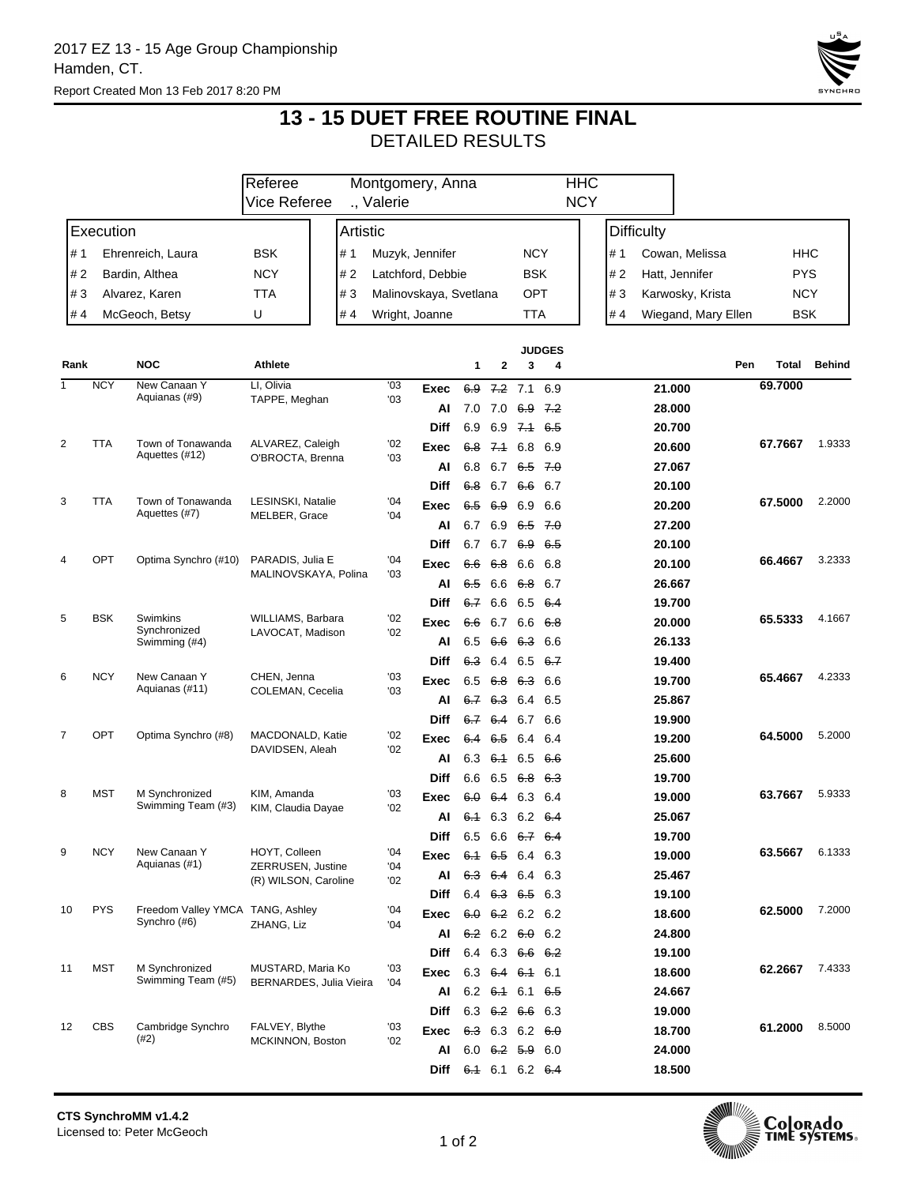2017 EZ 13 - 15 Age Group Championship
Hamden, CT.
Report Created Mon 13 Feb 2017 8:20 PM

# 13 - 15 DUET FREE ROUTINE FINAL

## DETAILED RESULTS

| | | |
|---|---|---|
| Referee | Montgomery, Anna | HHC |
| Vice Referee | ., Valerie | NCY |

| Execution | | | Artistic | | | Difficulty | | |
|---|---|---|---|---|---|---|---|---|
| # 1 | Ehrenreich, Laura | BSK | # 1 | Muzyk, Jennifer | NCY | # 1 | Cowan, Melissa | HHC |
| # 2 | Bardin, Althea | NCY | # 2 | Latchford, Debbie | BSK | # 2 | Hatt, Jennifer | PYS |
| # 3 | Alvarez, Karen | TTA | # 3 | Malinovskaya, Svetlana | OPT | # 3 | Karwosky, Krista | NCY |
| # 4 | McGeoch, Betsy | U | # 4 | Wright, Joanne | TTA | # 4 | Wiegand, Mary Ellen | BSK |

| Rank | | NOC | Athlete | | | Judge 1 | Judge 2 | Judge 3 | Judge 4 | | Pen | Total | Behind |
|---|---|---|---|---|---|---|---|---|---|---|---|---|---|
| 1 | NCY | New Canaan Y Aquianas (#9) | LI, Olivia<br>TAPPE, Meghan | '03<br>'03 | Exec | ~~6.9~~ | ~~7.2~~ | 7.1 | 6.9 | 21.000 | | 69.7000 | |
| | | | | | AI | 7.0 | 7.0 | ~~6.9~~ | ~~7.2~~ | 28.000 | | | |
| | | | | | Diff | 6.9 | 6.9 | ~~7.1~~ | ~~6.5~~ | 20.700 | | | |
| 2 | TTA | Town of Tonawanda Aquettes (#12) | ALVAREZ, Caleigh<br>O'BROCTA, Brenna | '02<br>'03 | Exec | ~~6.8~~ | ~~7.1~~ | 6.8 | 6.9 | 20.600 | | 67.7667 | 1.9333 |
| | | | | | AI | 6.8 | 6.7 | ~~6.5~~ | ~~7.0~~ | 27.067 | | | |
| | | | | | Diff | ~~6.8~~ | 6.7 | ~~6.6~~ | 6.7 | 20.100 | | | |
| 3 | TTA | Town of Tonawanda Aquettes (#7) | LESINSKI, Natalie<br>MELBER, Grace | '04<br>'04 | Exec | ~~6.5~~ | ~~6.9~~ | 6.9 | 6.6 | 20.200 | | 67.5000 | 2.2000 |
| | | | | | AI | 6.7 | 6.9 | ~~6.5~~ | ~~7.0~~ | 27.200 | | | |
| | | | | | Diff | 6.7 | 6.7 | ~~6.9~~ | ~~6.5~~ | 20.100 | | | |
| 4 | OPT | Optima Synchro (#10) | PARADIS, Julia E<br>MALINOVSKAYA, Polina | '04<br>'03 | Exec | ~~6.6~~ | ~~6.8~~ | 6.6 | 6.8 | 20.100 | | 66.4667 | 3.2333 |
| | | | | | AI | ~~6.5~~ | 6.6 | ~~6.8~~ | 6.7 | 26.667 | | | |
| | | | | | Diff | ~~6.7~~ | 6.6 | 6.5 | ~~6.4~~ | 19.700 | | | |
| 5 | BSK | Swimkins Synchronized Swimming (#4) | WILLIAMS, Barbara<br>LAVOCAT, Madison | '02<br>'02 | Exec | ~~6.6~~ | 6.7 | 6.6 | ~~6.8~~ | 20.000 | | 65.5333 | 4.1667 |
| | | | | | AI | 6.5 | ~~6.6~~ | ~~6.3~~ | 6.6 | 26.133 | | | |
| | | | | | Diff | ~~6.3~~ | 6.4 | 6.5 | ~~6.7~~ | 19.400 | | | |
| 6 | NCY | New Canaan Y Aquianas (#11) | CHEN, Jenna<br>COLEMAN, Cecelia | '03<br>'03 | Exec | 6.5 | ~~6.8~~ | ~~6.3~~ | 6.6 | 19.700 | | 65.4667 | 4.2333 |
| | | | | | AI | ~~6.7~~ | ~~6.3~~ | 6.4 | 6.5 | 25.867 | | | |
| | | | | | Diff | ~~6.7~~ | ~~6.4~~ | 6.7 | 6.6 | 19.900 | | | |
| 7 | OPT | Optima Synchro (#8) | MACDONALD, Katie<br>DAVIDSEN, Aleah | '02<br>'02 | Exec | ~~6.4~~ | ~~6.5~~ | 6.4 | 6.4 | 19.200 | | 64.5000 | 5.2000 |
| | | | | | AI | 6.3 | ~~6.1~~ | 6.5 | ~~6.6~~ | 25.600 | | | |
| | | | | | Diff | 6.6 | 6.5 | ~~6.8~~ | ~~6.3~~ | 19.700 | | | |
| 8 | MST | M Synchronized Swimming Team (#3) | KIM, Amanda<br>KIM, Claudia Dayae | '03<br>'02 | Exec | ~~6.0~~ | ~~6.4~~ | 6.3 | 6.4 | 19.000 | | 63.7667 | 5.9333 |
| | | | | | AI | ~~6.1~~ | 6.3 | 6.2 | ~~6.4~~ | 25.067 | | | |
| | | | | | Diff | 6.5 | 6.6 | ~~6.7~~ | ~~6.4~~ | 19.700 | | | |
| 9 | NCY | New Canaan Y Aquianas (#1) | HOYT, Colleen<br>ZERRUSEN, Justine<br>(R) WILSON, Caroline | '04<br>'04<br>'02 | Exec | ~~6.1~~ | ~~6.5~~ | 6.4 | 6.3 | 19.000 | | 63.5667 | 6.1333 |
| | | | | | AI | ~~6.3~~ | ~~6.4~~ | 6.4 | 6.3 | 25.467 | | | |
| | | | | | Diff | 6.4 | ~~6.3~~ | ~~6.5~~ | 6.3 | 19.100 | | | |
| 10 | PYS | Freedom Valley YMCA Synchro (#6) | TANG, Ashley<br>ZHANG, Liz | '04<br>'04 | Exec | ~~6.0~~ | ~~6.2~~ | 6.2 | 6.2 | 18.600 | | 62.5000 | 7.2000 |
| | | | | | AI | ~~6.2~~ | 6.2 | ~~6.0~~ | 6.2 | 24.800 | | | |
| | | | | | Diff | 6.4 | 6.3 | ~~6.6~~ | ~~6.2~~ | 19.100 | | | |
| 11 | MST | M Synchronized Swimming Team (#5) | MUSTARD, Maria Ko<br>BERNARDES, Julia Vieira | '03<br>'04 | Exec | 6.3 | ~~6.4~~ | ~~6.1~~ | 6.1 | 18.600 | | 62.2667 | 7.4333 |
| | | | | | AI | 6.2 | ~~6.1~~ | 6.1 | ~~6.5~~ | 24.667 | | | |
| | | | | | Diff | 6.3 | ~~6.2~~ | ~~6.6~~ | 6.3 | 19.000 | | | |
| 12 | CBS | Cambridge Synchro (#2) | FALVEY, Blythe<br>MCKINNON, Boston | '03<br>'02 | Exec | ~~6.3~~ | 6.3 | 6.2 | ~~6.0~~ | 18.700 | | 61.2000 | 8.5000 |
| | | | | | AI | 6.0 | ~~6.2~~ | ~~5.9~~ | 6.0 | 24.000 | | | |
| | | | | | Diff | ~~6.1~~ | 6.1 | 6.2 | ~~6.4~~ | 18.500 | | | |

CTS SynchroMM v1.4.2
Licensed to: Peter McGeoch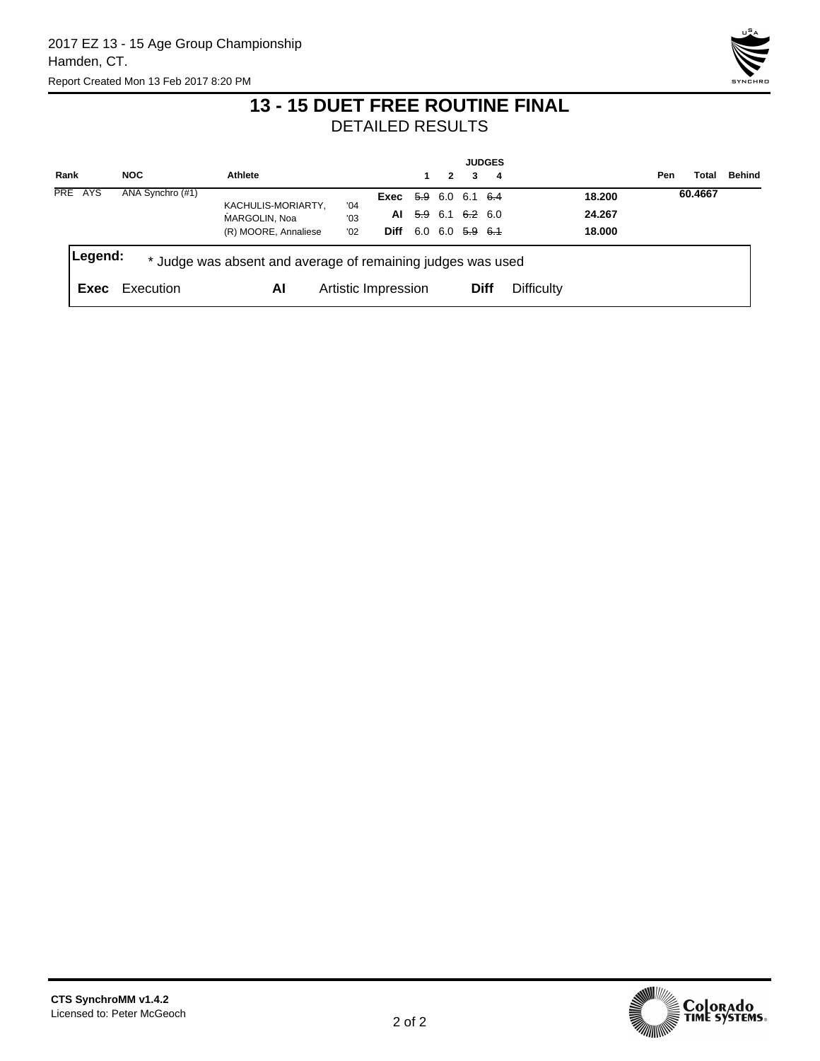2017 EZ 13 - 15 Age Group Championship
Hamden, CT.
Report Created Mon 13 Feb 2017 8:20 PM

# 13 - 15 DUET FREE ROUTINE FINAL

## DETAILED RESULTS

| Rank | NOC | Athlete | | | Judge 1 | Judge 2 | Judge 3 | Judge 4 | | Pen | Total | Behind |
|---|---|---|---|---|---|---|---|---|---|---|---|---|
| PRE AYS | ANA Synchro (#1) | KACHULIS-MORIARTY, | '04 | Exec | ~~5.9~~ | 6.0 | 6.1 | ~~6.4~~ | 18.200 | | 60.4667 | |
| | | MARGOLIN, Noa | '03 | AI | ~~5.9~~ | 6.1 | ~~6.2~~ | 6.0 | 24.267 | | | |
| | | (R) MOORE, Annaliese | '02 | Diff | 6.0 | 6.0 | ~~5.9~~ | ~~6.1~~ | 18.000 | | | |

**Legend:** * Judge was absent and average of remaining judges was used

**Exec** Execution **AI** Artistic Impression **Diff** Difficulty

**CTS SynchroMM v1.4.2**
Licensed to: Peter McGeoch